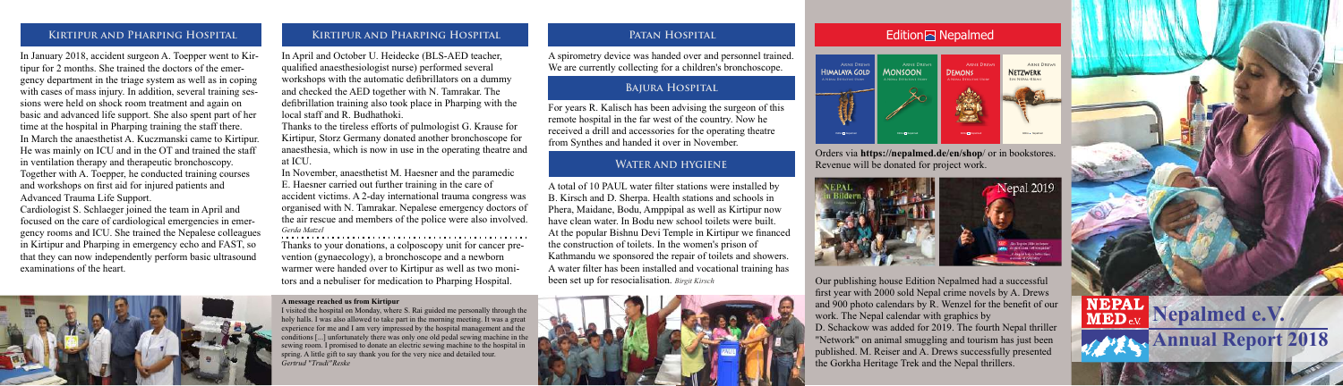## Kirtipur and Pharping Hospital

In January 2018, accident surgeon A. Toepper went to Kirtipur for 2 months. She trained the doctors of the emergency department in the triage system as well as in coping with cases of mass injury. In addition, several training sessions were held on shock room treatment and again on basic and advanced life support. She also spent part of her time at the hospital in Pharping training the staff there.
In March the anaesthetist A. Kuczmanski came to Kirtipur. He was mainly on ICU and in the OT and trained the staff in ventilation therapy and therapeutic bronchoscopy. Together with A. Toepper, he conducted training courses and workshops on first aid for injured patients and Advanced Trauma Life Support.
Cardiologist S. Schlaeger joined the team in April and focused on the care of cardiological emergencies in emergency rooms and ICU. She trained the Nepalese colleagues in Kirtipur and Pharping in emergency echo and FAST, so that they can now independently perform basic ultrasound examinations of the heart.

## Kirtipur and Pharping Hospital

In April and October U. Heidecke (BLS-AED teacher, qualified anaesthesiologist nurse) performed several workshops with the automatic defibrillators on a dummy and checked the AED together with N. Tamrakar. The defibrillation training also took place in Pharping with the local staff and R. Budhathoki.
Thanks to the tireless efforts of pulmologist G. Krause for Kirtipur, Storz Germany donated another bronchoscope for anaesthesia, which is now in use in the operating theatre and at ICU.
In November, anaesthetist M. Haesner and the paramedic E. Haesner carried out further training in the care of accident victims. A 2-day international trauma congress was organised with N. Tamrakar. Nepalese emergency doctors of the air rescue and members of the police were also involved. *Gerda Matzel*

Thanks to your donations, a colposcopy unit for cancer prevention (gynaecology), a bronchoscope and a newborn warmer were handed over to Kirtipur as well as two monitors and a nebuliser for medication to Pharping Hospital.

**A message reached us from Kirtipur**
I visited the hospital on Monday, where S. Rai guided me personally through the holy halls. I was also allowed to take part in the morning meeting. It was a great experience for me and I am very impressed by the hospital management and the conditions [...] unfortunately there was only one old pedal sewing machine in the sewing room. I promised to donate an electric sewing machine to the hospital in spring. A little gift to say thank you for the very nice and detailed tour.
*Gertrud "Trudi" Reske*

## Patan Hospital

A spirometry device was handed over and personnel trained. We are currently collecting for a children's bronchoscope.

## Bajura Hospital

For years R. Kalisch has been advising the surgeon of this remote hospital in the far west of the country. Now he received a drill and accessories for the operating theatre from Synthes and handed it over in November.

## Water and hygiene

A total of 10 PAUL water filter stations were installed by B. Kirsch and D. Sherpa. Health stations and schools in Phera, Maidane, Bodu, Amppipal as well as Kirtipur now have clean water. In Bodu new school toilets were built. At the popular Bishnu Devi Temple in Kirtipur we financed the construction of toilets. In the women's prison of Kathmandu we sponsored the repair of toilets and showers. A water filter has been installed and vocational training has been set up for resocialisation. *Birgit Kirsch*

## Edition Nepalmed

Orders via **https://nepalmed.de/en/shop/** or in bookstores. Revenue will be donated for project work.

Our publishing house Edition Nepalmed had a successful first year with 2000 sold Nepal crime novels by A. Drews and 900 photo calendars by R. Wenzel for the benefit of our work. The Nepal calendar with graphics by D. Schackow was added for 2019. The fourth Nepal thriller "Network" on animal smuggling and tourism has just been published. M. Reiser and A. Drews successfully presented the Gorkha Heritage Trek and the Nepal thrillers.

# Nepalmed e.V.
# Annual Report 2018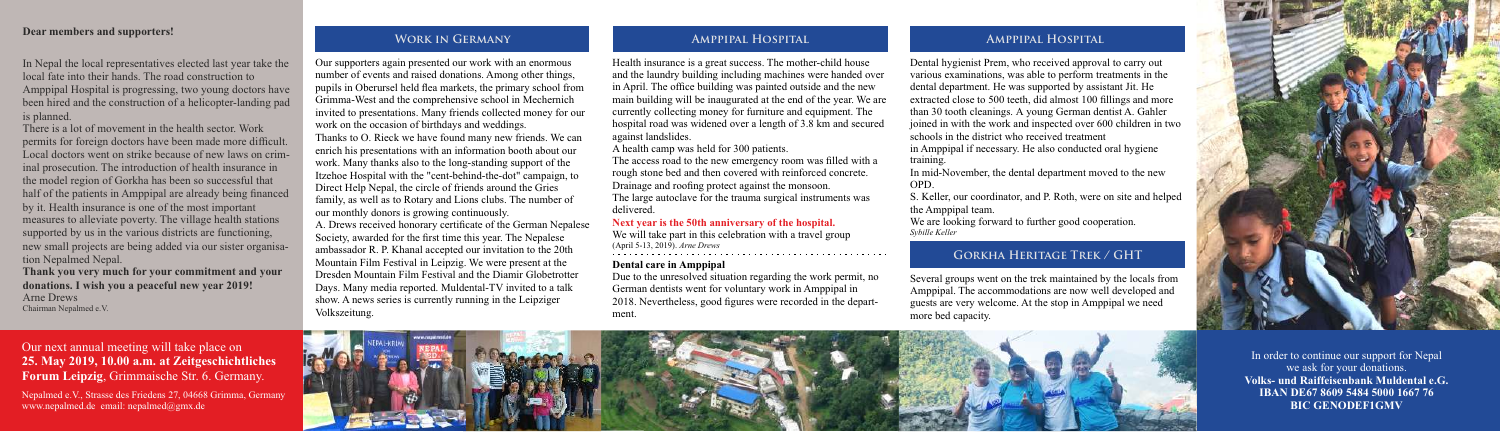**Dear members and supporters!**

In Nepal the local representatives elected last year take the local fate into their hands. The road construction to Amppipal Hospital is progressing, two young doctors have been hired and the construction of a helicopter-landing pad is planned.

There is a lot of movement in the health sector. Work permits for foreign doctors have been made more difficult. Local doctors went on strike because of new laws on criminal prosecution. The introduction of health insurance in the model region of Gorkha has been so successful that half of the patients in Amppipal are already being financed by it. Health insurance is one of the most important measures to alleviate poverty. The village health stations supported by us in the various districts are functioning, new small projects are being added via our sister organisation Nepalmed Nepal.

**Thank you very much for your commitment and your donations. I wish you a peaceful new year 2019!**

Arne Drews
Chairman Nepalmed e.V.

Our next annual meeting will take place on **25. May 2019, 10.00 a.m. at Zeitgeschichtliches Forum Leipzig**, Grimmaische Str. 6. Germany.

Nepalmed e.V., Strasse des Friedens 27, 04668 Grimma, Germany
www.nepalmed.de email: nepalmed@gmx.de

## Work in Germany

Our supporters again presented our work with an enormous number of events and raised donations. Among other things, pupils in Oberursel held flea markets, the primary school from Grimma-West and the comprehensive school in Mechernich invited to presentations. Many friends collected money for our work on the occasion of birthdays and weddings.

Thanks to O. Rieck we have found many new friends. We can enrich his presentations with an information booth about our work. Many thanks also to the long-standing support of the Itzehoe Hospital with the "cent-behind-the-dot" campaign, to Direct Help Nepal, the circle of friends around the Gries family, as well as to Rotary and Lions clubs. The number of our monthly donors is growing continuously.

A. Drews received honorary certificate of the German Nepalese Society, awarded for the first time this year. The Nepalese ambassador R. P. Khanal accepted our invitation to the 20th Mountain Film Festival in Leipzig. We were present at the Dresden Mountain Film Festival and the Diamir Globetrotter Days. Many media reported. Muldental-TV invited to a talk show. A news series is currently running in the Leipziger Volkszeitung.

## Amppipal Hospital

Health insurance is a great success. The mother-child house and the laundry building including machines were handed over in April. The office building was painted outside and the new main building will be inaugurated at the end of the year. We are currently collecting money for furniture and equipment. The hospital road was widened over a length of 3.8 km and secured against landslides.

A health camp was held for 300 patients.

The access road to the new emergency room was filled with a rough stone bed and then covered with reinforced concrete.

Drainage and roofing protect against the monsoon.

The large autoclave for the trauma surgical instruments was delivered.

**Next year is the 50th anniversary of the hospital.**

We will take part in this celebration with a travel group (April 5-13, 2019). *Arne Drews*

**Dental care in Amppipal**

Due to the unresolved situation regarding the work permit, no German dentists went for voluntary work in Amppipal in 2018. Nevertheless, good figures were recorded in the department.

## Amppipal Hospital

Dental hygienist Prem, who received approval to carry out various examinations, was able to perform treatments in the dental department. He was supported by assistant Jit. He extracted close to 500 teeth, did almost 100 fillings and more than 30 tooth cleanings. A young German dentist A. Gahler joined in with the work and inspected over 600 children in two schools in the district who received treatment in Amppipal if necessary. He also conducted oral hygiene training.

In mid-November, the dental department moved to the new OPD.

S. Keller, our coordinator, and P. Roth, were on site and helped the Amppipal team.

We are looking forward to further good cooperation.
*Sybille Keller*

## Gorkha Heritage Trek / GHT

Several groups went on the trek maintained by the locals from Amppipal. The accommodations are now well developed and guests are very welcome. At the stop in Amppipal we need more bed capacity.

In order to continue our support for Nepal we ask for your donations.
**Volks- und Raiffeisenbank Muldental e.G.**
**IBAN DE67 8609 5484 5000 1667 76**
**BIC GENODEF1GMV**